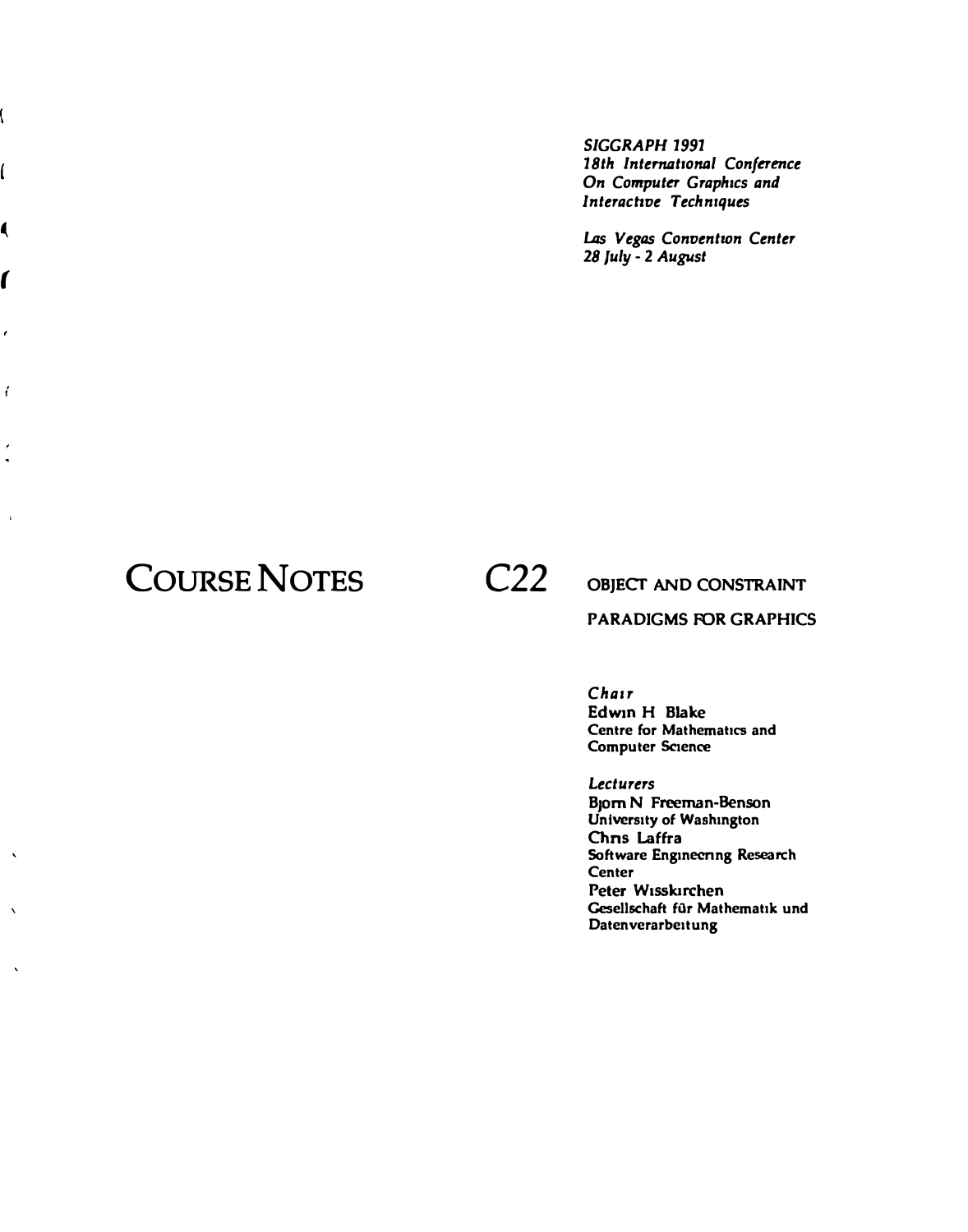*SIGGRAPH 1991*
*18th International Conference On Computer Graphics and Interactive Techniques*

*Las Vegas Convention Center*
*28 July - 2 August*

# COURSE NOTES

# C22

## OBJECT AND CONSTRAINT PARADIGMS FOR GRAPHICS

*Chair*
**Edwin H Blake**
Centre for Mathematics and Computer Science

*Lecturers*
**Bjorn N Freeman-Benson**
University of Washington
**Chris Laffra**
Software Engineering Research Center
**Peter Wisskirchen**
Gesellschaft für Mathematik und Datenverarbeitung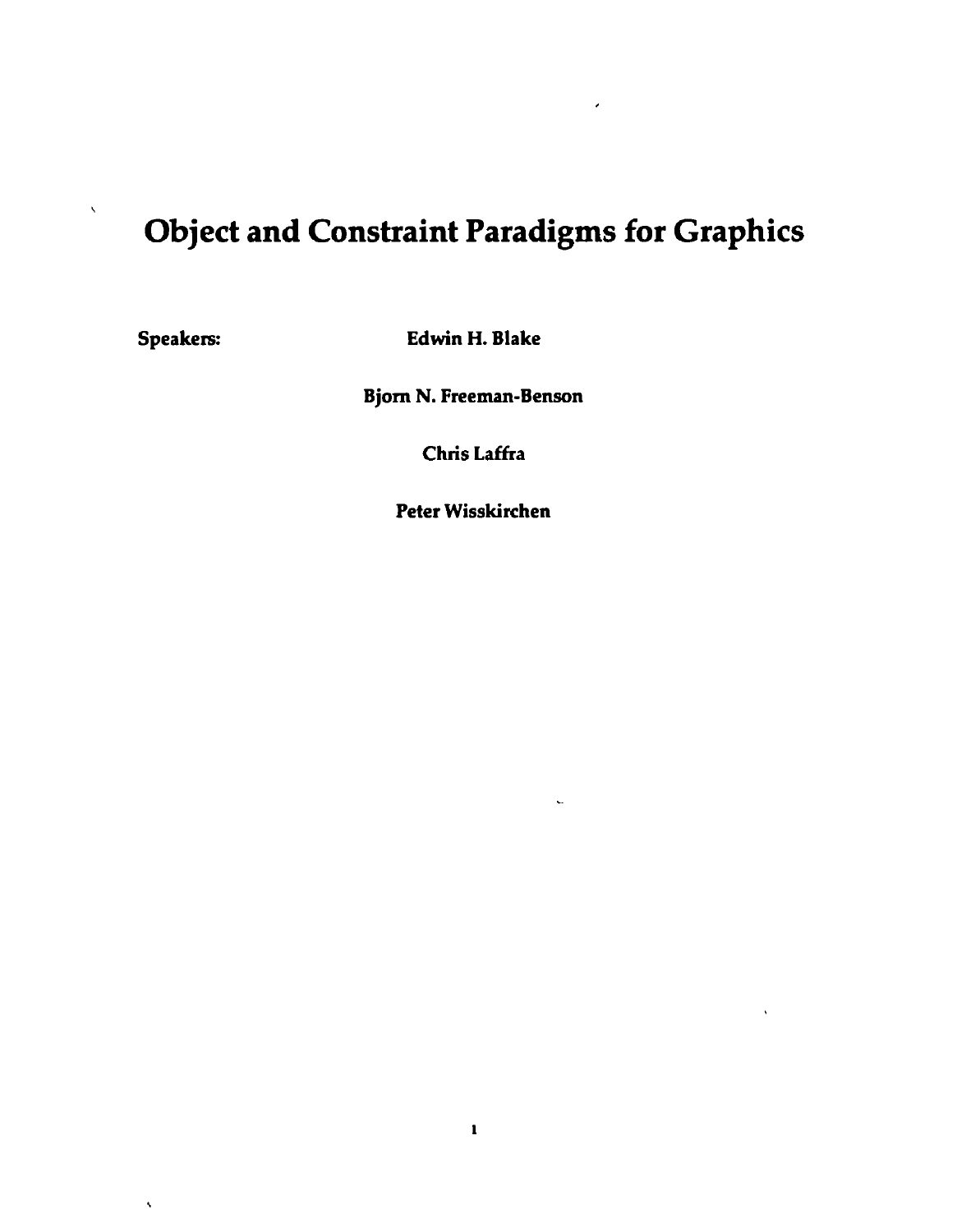# Object and Constraint Paradigms for Graphics

**Speakers:** **Edwin H. Blake**

**Bjorn N. Freeman-Benson**

**Chris Laffra**

**Peter Wisskirchen**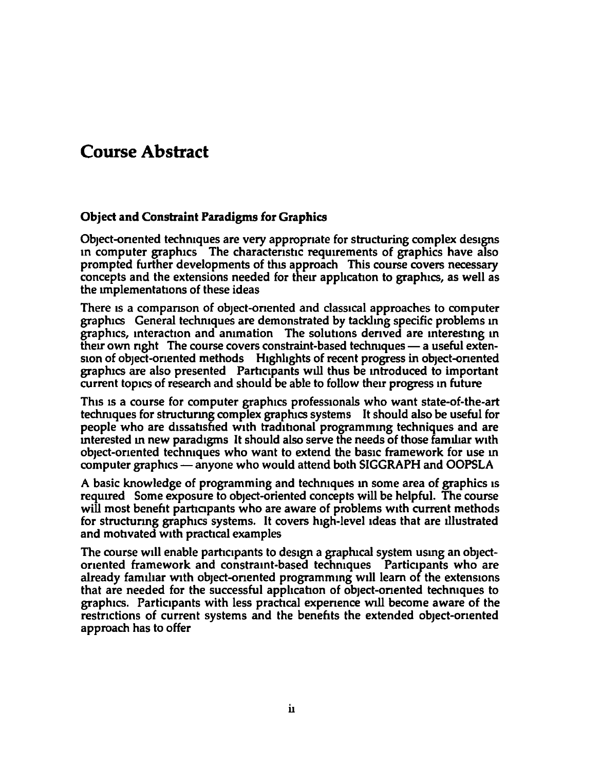# Course Abstract

### Object and Constraint Paradigms for Graphics

Object-oriented techniques are very appropriate for structuring complex designs in computer graphics The characteristic requirements of graphics have also prompted further developments of this approach This course covers necessary concepts and the extensions needed for their application to graphics, as well as the implementations of these ideas

There is a comparison of object-oriented and classical approaches to computer graphics General techniques are demonstrated by tackling specific problems in graphics, interaction and animation The solutions derived are interesting in their own right The course covers constraint-based techniques — a useful extension of object-oriented methods Highlights of recent progress in object-oriented graphics are also presented Participants will thus be introduced to important current topics of research and should be able to follow their progress in future

This is a course for computer graphics professionals who want state-of-the-art techniques for structuring complex graphics systems It should also be useful for people who are dissatisfied with traditional programming techniques and are interested in new paradigms It should also serve the needs of those familiar with object-oriented techniques who want to extend the basic framework for use in computer graphics — anyone who would attend both SIGGRAPH and OOPSLA

A basic knowledge of programming and techniques in some area of graphics is required Some exposure to object-oriented concepts will be helpful. The course will most benefit participants who are aware of problems with current methods for structuring graphics systems. It covers high-level ideas that are illustrated and motivated with practical examples

The course will enable participants to design a graphical system using an object-oriented framework and constraint-based techniques Participants who are already familiar with object-oriented programming will learn of the extensions that are needed for the successful application of object-oriented techniques to graphics. Participants with less practical experience will become aware of the restrictions of current systems and the benefits the extended object-oriented approach has to offer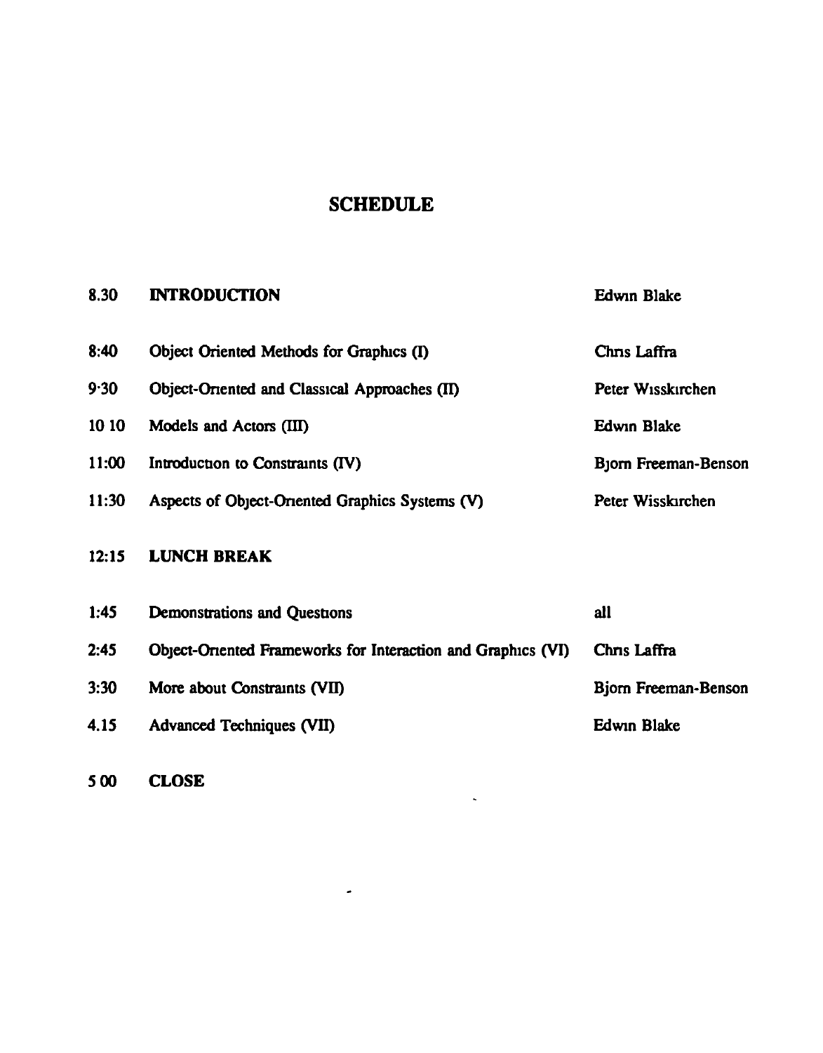# SCHEDULE

| | | |
|---|---|---|
| 8.30 | **INTRODUCTION** | Edwin Blake |
| 8:40 | Object Oriented Methods for Graphics (I) | Chris Laffra |
| 9:30 | Object-Oriented and Classical Approaches (II) | Peter Wisskirchen |
| 10:10 | Models and Actors (III) | Edwin Blake |
| 11:00 | Introduction to Constraints (IV) | Bjorn Freeman-Benson |
| 11:30 | Aspects of Object-Oriented Graphics Systems (V) | Peter Wisskirchen |
| 12:15 | **LUNCH BREAK** | |
| 1:45 | Demonstrations and Questions | all |
| 2:45 | Object-Oriented Frameworks for Interaction and Graphics (VI) | Chris Laffra |
| 3:30 | More about Constraints (VII) | Bjorn Freeman-Benson |
| 4.15 | Advanced Techniques (VII) | Edwin Blake |
| 5:00 | **CLOSE** | |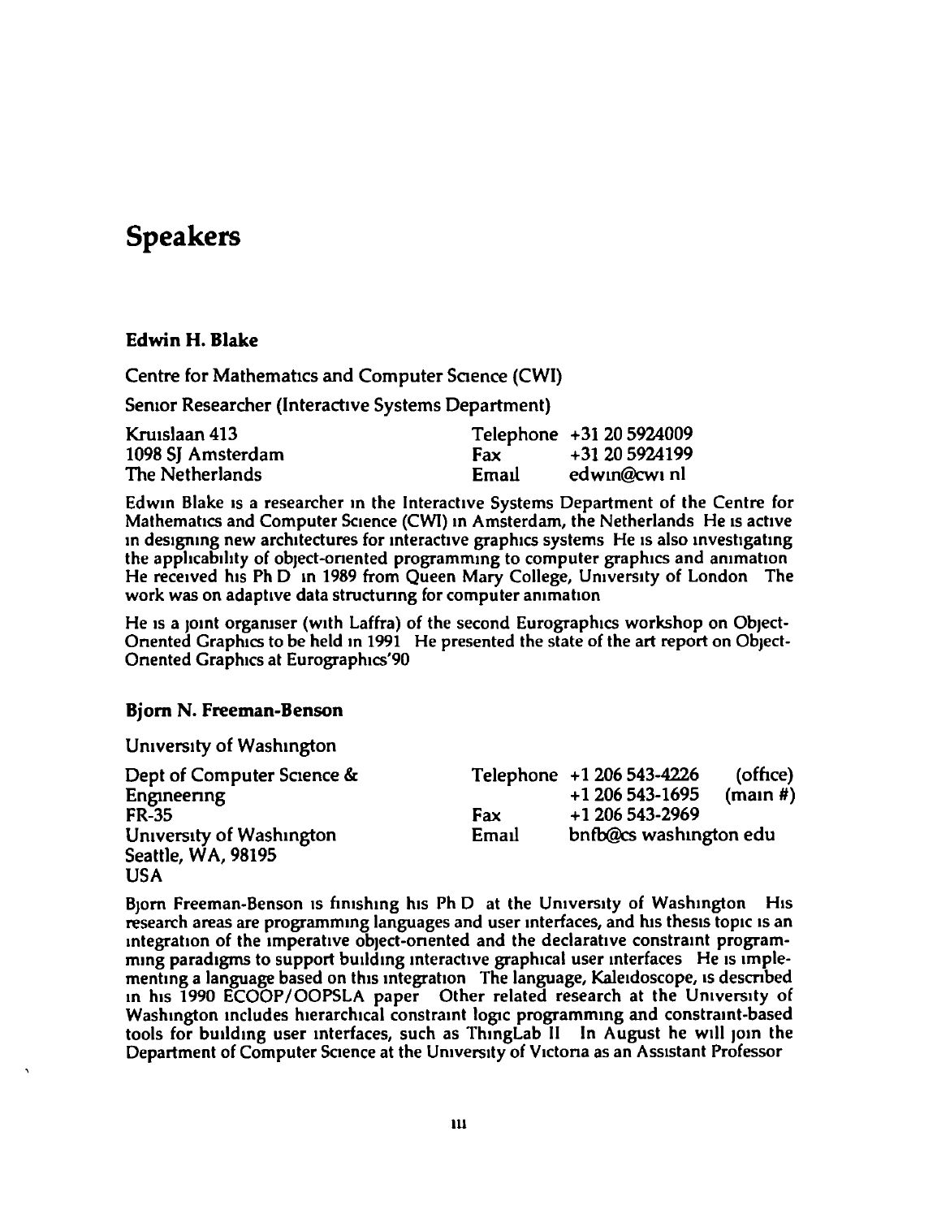# Speakers

### Edwin H. Blake

Centre for Mathematics and Computer Science (CWI)

Senior Researcher (Interactive Systems Department)

| | | |
|---|---|---|
| Kruislaan 413 | Telephone | +31 20 5924009 |
| 1098 SJ Amsterdam | Fax | +31 20 5924199 |
| The Netherlands | Email | edwin@cwi nl |

Edwin Blake is a researcher in the Interactive Systems Department of the Centre for Mathematics and Computer Science (CWI) in Amsterdam, the Netherlands He is active in designing new architectures for interactive graphics systems He is also investigating the applicability of object-oriented programming to computer graphics and animation He received his Ph D in 1989 from Queen Mary College, University of London The work was on adaptive data structuring for computer animation

He is a joint organiser (with Laffra) of the second Eurographics workshop on Object-Oriented Graphics to be held in 1991 He presented the state of the art report on Object-Oriented Graphics at Eurographics'90

### Bjorn N. Freeman-Benson

University of Washington

| | | |
|---|---|---|
| Dept of Computer Science & Engineering | Telephone | +1 206 543-4226 (office) |
| | | +1 206 543-1695 (main #) |
| FR-35 | Fax | +1 206 543-2969 |
| University of Washington | Email | bnfb@cs washington edu |
| Seattle, WA, 98195 | | |
| USA | | |

Bjorn Freeman-Benson is finishing his Ph D at the University of Washington His research areas are programming languages and user interfaces, and his thesis topic is an integration of the imperative object-oriented and the declarative constraint programming paradigms to support building interactive graphical user interfaces He is implementing a language based on this integration The language, Kaleidoscope, is described in his 1990 ECOOP/OOPSLA paper Other related research at the University of Washington includes hierarchical constraint logic programming and constraint-based tools for building user interfaces, such as ThingLab II In August he will join the Department of Computer Science at the University of Victoria as an Assistant Professor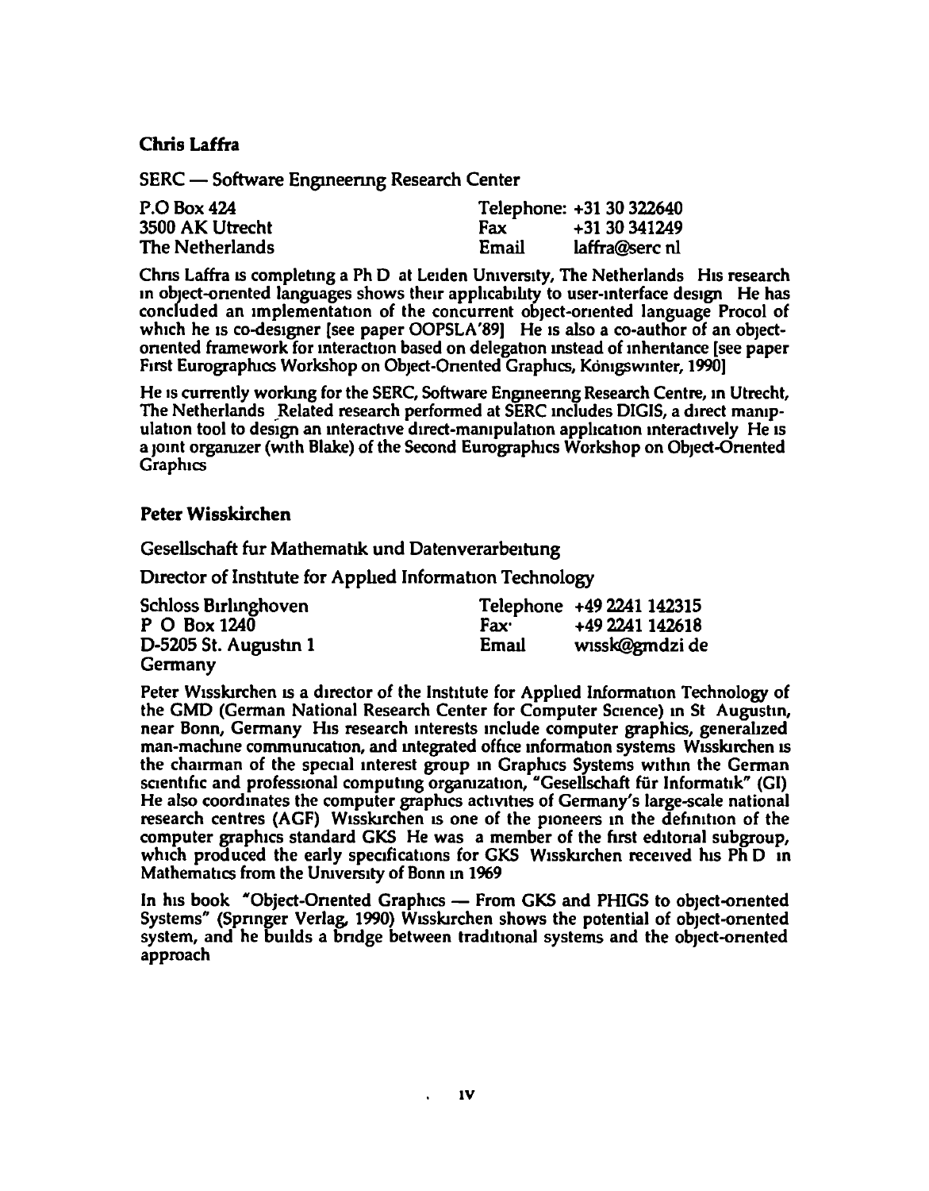**Chris Laffra**

SERC — Software Engineering Research Center

| | | |
|---|---|---|
| P.O Box 424 | Telephone: | +31 30 322640 |
| 3500 AK Utrecht | Fax | +31 30 341249 |
| The Netherlands | Email | laffra@serc nl |

Chris Laffra is completing a Ph D at Leiden University, The Netherlands His research in object-oriented languages shows their applicability to user-interface design He has concluded an implementation of the concurrent object-oriented language Procol of which he is co-designer [see paper OOPSLA'89] He is also a co-author of an object-oriented framework for interaction based on delegation instead of inheritance [see paper First Eurographics Workshop on Object-Oriented Graphics, Königswinter, 1990]

He is currently working for the SERC, Software Engineering Research Centre, in Utrecht, The Netherlands Related research performed at SERC includes DIGIS, a direct manipulation tool to design an interactive direct-manipulation application interactively He is a joint organizer (with Blake) of the Second Eurographics Workshop on Object-Oriented Graphics

**Peter Wisskirchen**

Gesellschaft fur Mathematik und Datenverarbeitung

Director of Institute for Applied Information Technology

| | | |
|---|---|---|
| Schloss Birlinghoven | Telephone | +49 2241 142315 |
| P O Box 1240 | Fax: | +49 2241 142618 |
| D-5205 St. Augustin 1 | Email | wissk@gmdzi de |
| Germany | | |

Peter Wisskirchen is a director of the Institute for Applied Information Technology of the GMD (German National Research Center for Computer Science) in St Augustin, near Bonn, Germany His research interests include computer graphics, generalized man-machine communication, and integrated office information systems Wisskirchen is the chairman of the special interest group in Graphics Systems within the German scientific and professional computing organization, "Gesellschaft für Informatik" (GI) He also coordinates the computer graphics activities of Germany's large-scale national research centres (AGF) Wisskirchen is one of the pioneers in the definition of the computer graphics standard GKS He was a member of the first editorial subgroup, which produced the early specifications for GKS Wisskirchen received his Ph D in Mathematics from the University of Bonn in 1969

In his book "Object-Oriented Graphics — From GKS and PHIGS to object-oriented Systems" (Springer Verlag, 1990) Wisskirchen shows the potential of object-oriented system, and he builds a bridge between traditional systems and the object-oriented approach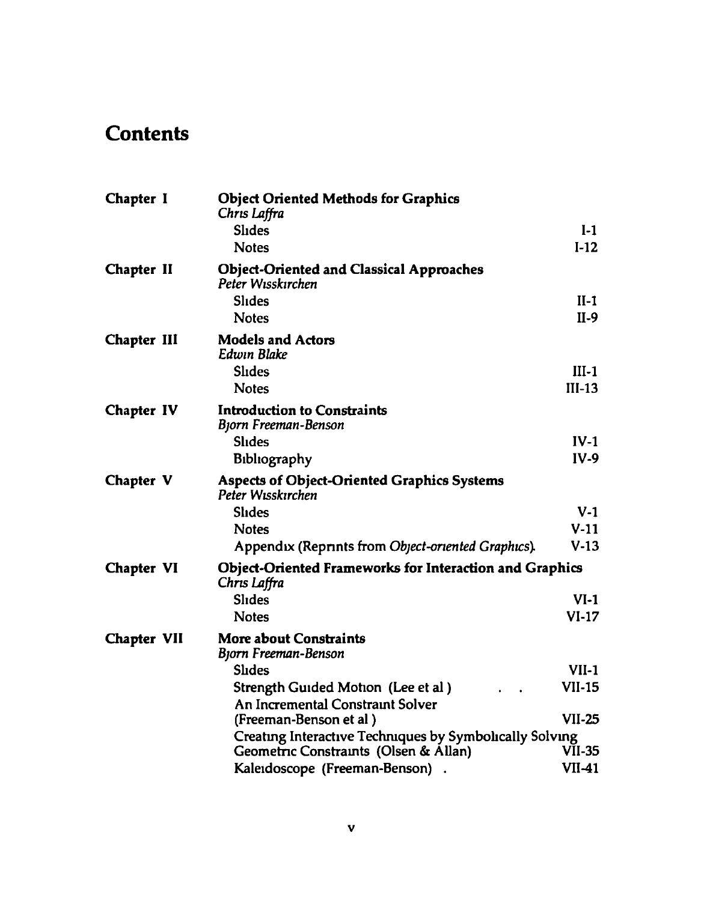# Contents

| | | |
|---|---|---|
| **Chapter I** | **Object Oriented Methods for Graphics** *Chris Laffra* | |
| | Slides | I-1 |
| | Notes | I-12 |
| **Chapter II** | **Object-Oriented and Classical Approaches** *Peter Wisskirchen* | |
| | Slides | II-1 |
| | Notes | II-9 |
| **Chapter III** | **Models and Actors** *Edwin Blake* | |
| | Slides | III-1 |
| | Notes | III-13 |
| **Chapter IV** | **Introduction to Constraints** *Bjorn Freeman-Benson* | |
| | Slides | IV-1 |
| | Bibliography | IV-9 |
| **Chapter V** | **Aspects of Object-Oriented Graphics Systems** *Peter Wisskirchen* | |
| | Slides | V-1 |
| | Notes | V-11 |
| | Appendix (Reprints from *Object-oriented Graphics*). | V-13 |
| **Chapter VI** | **Object-Oriented Frameworks for Interaction and Graphics** *Chris Laffra* | |
| | Slides | VI-1 |
| | Notes | VI-17 |
| **Chapter VII** | **More about Constraints** *Bjorn Freeman-Benson* | |
| | Slides | VII-1 |
| | Strength Guided Motion (Lee et al ) | VII-15 |
| | An Incremental Constraint Solver (Freeman-Benson et al ) | VII-25 |
| | Creating Interactive Techniques by Symbolically Solving Geometric Constraints (Olsen & Allan) | VII-35 |
| | Kaleidoscope (Freeman-Benson) | VII-41 |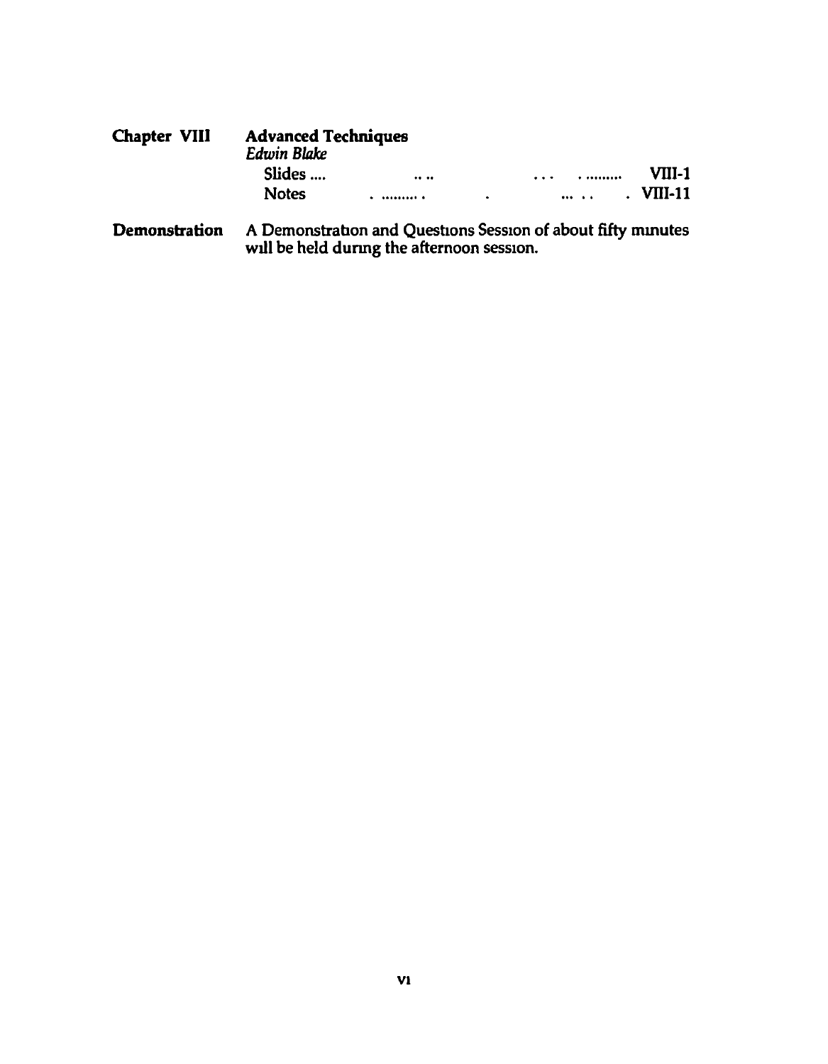| | | |
|---|---|---|
| **Chapter VIII** | **Advanced Techniques**<br>*Edwin Blake* | |
| | Slides .... | VIII-1 |
| | Notes | VIII-11 |

**Demonstration** A Demonstration and Questions Session of about fifty minutes will be held during the afternoon session.